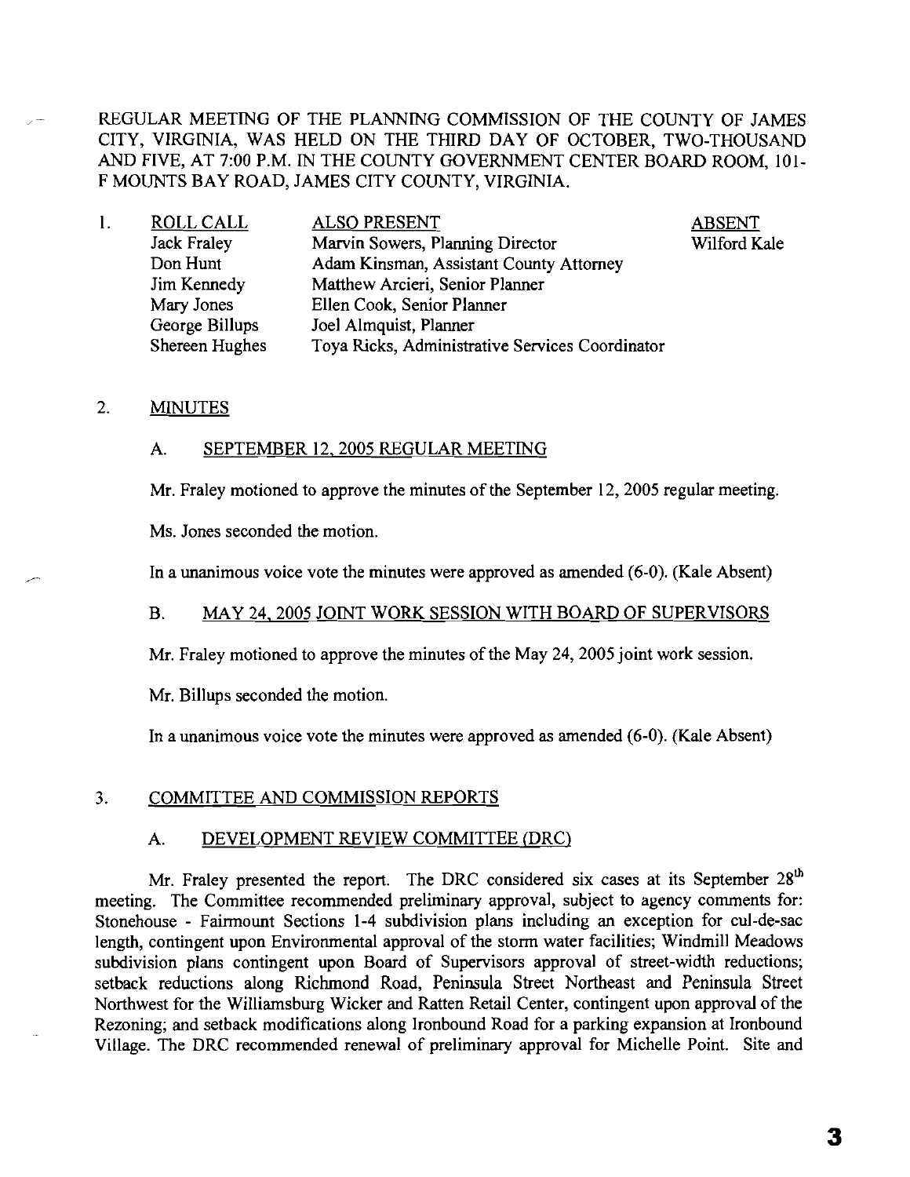REGULAR MEETING OF THE PLANNING COMMISSION OF THE COUNTY OF JAMES CITY, VIRGINIA, WAS HELD ON THE THIRD DAY OF OCTOBER, TWO-THOUSAND AND FIVE, AT 7:00 P.M. IN THE COUNTY GOVERNMENT CENTER BOARD ROOM, 101-F MOUNTS BAY ROAD, JAMES CITY COUNTY, VIRGINIA.

1.

| ROLL CALL | ALSO PRESENT | ABSENT |
|---|---|---|
| Jack Fraley | Marvin Sowers, Planning Director | Wilford Kale |
| Don Hunt | Adam Kinsman, Assistant County Attorney | |
| Jim Kennedy | Matthew Arcieri, Senior Planner | |
| Mary Jones | Ellen Cook, Senior Planner | |
| George Billups | Joel Almquist, Planner | |
| Shereen Hughes | Toya Ricks, Administrative Services Coordinator | |

2. MINUTES

A. SEPTEMBER 12, 2005 REGULAR MEETING

Mr. Fraley motioned to approve the minutes of the September 12, 2005 regular meeting.

Ms. Jones seconded the motion.

In a unanimous voice vote the minutes were approved as amended (6-0). (Kale Absent)

B. MAY 24, 2005 JOINT WORK SESSION WITH BOARD OF SUPERVISORS

Mr. Fraley motioned to approve the minutes of the May 24, 2005 joint work session.

Mr. Billups seconded the motion.

In a unanimous voice vote the minutes were approved as amended (6-0). (Kale Absent)

3. COMMITTEE AND COMMISSION REPORTS

A. DEVELOPMENT REVIEW COMMITTEE (DRC)

Mr. Fraley presented the report. The DRC considered six cases at its September 28th meeting. The Committee recommended preliminary approval, subject to agency comments for: Stonehouse - Fairmount Sections 1-4 subdivision plans including an exception for cul-de-sac length, contingent upon Environmental approval of the storm water facilities; Windmill Meadows subdivision plans contingent upon Board of Supervisors approval of street-width reductions; setback reductions along Richmond Road, Peninsula Street Northeast and Peninsula Street Northwest for the Williamsburg Wicker and Ratten Retail Center, contingent upon approval of the Rezoning; and setback modifications along Ironbound Road for a parking expansion at Ironbound Village. The DRC recommended renewal of preliminary approval for Michelle Point. Site and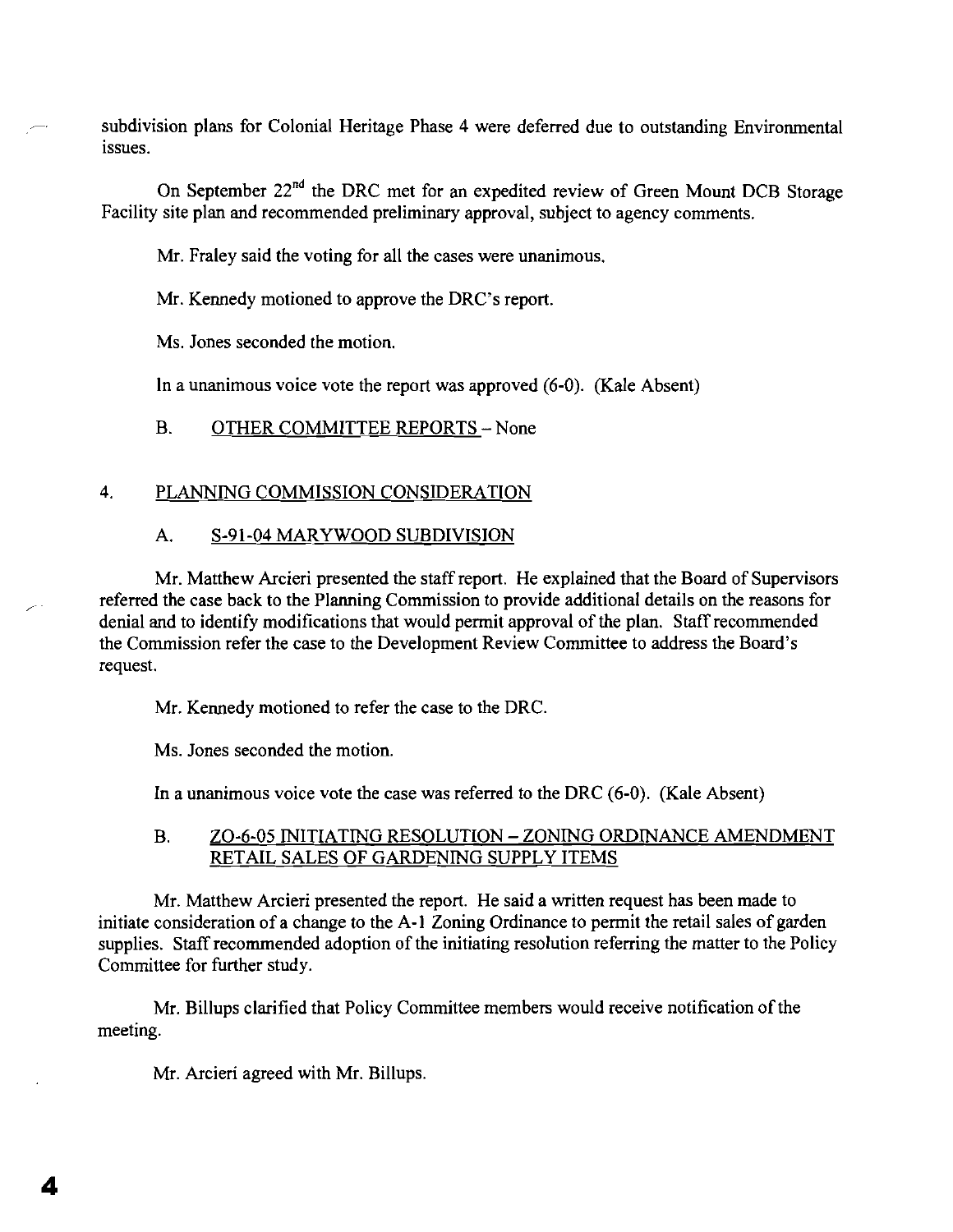subdivision plans for Colonial Heritage Phase 4 were deferred due to outstanding Environmental issues.

On September 22nd the DRC met for an expedited review of Green Mount DCB Storage Facility site plan and recommended preliminary approval, subject to agency comments.

Mr. Fraley said the voting for all the cases were unanimous.

Mr. Kennedy motioned to approve the DRC's report.

Ms. Jones seconded the motion.

In a unanimous voice vote the report was approved (6-0). (Kale Absent)

B. OTHER COMMITTEE REPORTS – None

## 4. PLANNING COMMISSION CONSIDERATION

### A. S-91-04 MARYWOOD SUBDIVISION

Mr. Matthew Arcieri presented the staff report. He explained that the Board of Supervisors referred the case back to the Planning Commission to provide additional details on the reasons for denial and to identify modifications that would permit approval of the plan. Staff recommended the Commission refer the case to the Development Review Committee to address the Board's request.

Mr. Kennedy motioned to refer the case to the DRC.

Ms. Jones seconded the motion.

In a unanimous voice vote the case was referred to the DRC (6-0). (Kale Absent)

### B. ZO-6-05 INITIATING RESOLUTION – ZONING ORDINANCE AMENDMENT RETAIL SALES OF GARDENING SUPPLY ITEMS

Mr. Matthew Arcieri presented the report. He said a written request has been made to initiate consideration of a change to the A-1 Zoning Ordinance to permit the retail sales of garden supplies. Staff recommended adoption of the initiating resolution referring the matter to the Policy Committee for further study.

Mr. Billups clarified that Policy Committee members would receive notification of the meeting.

Mr. Arcieri agreed with Mr. Billups.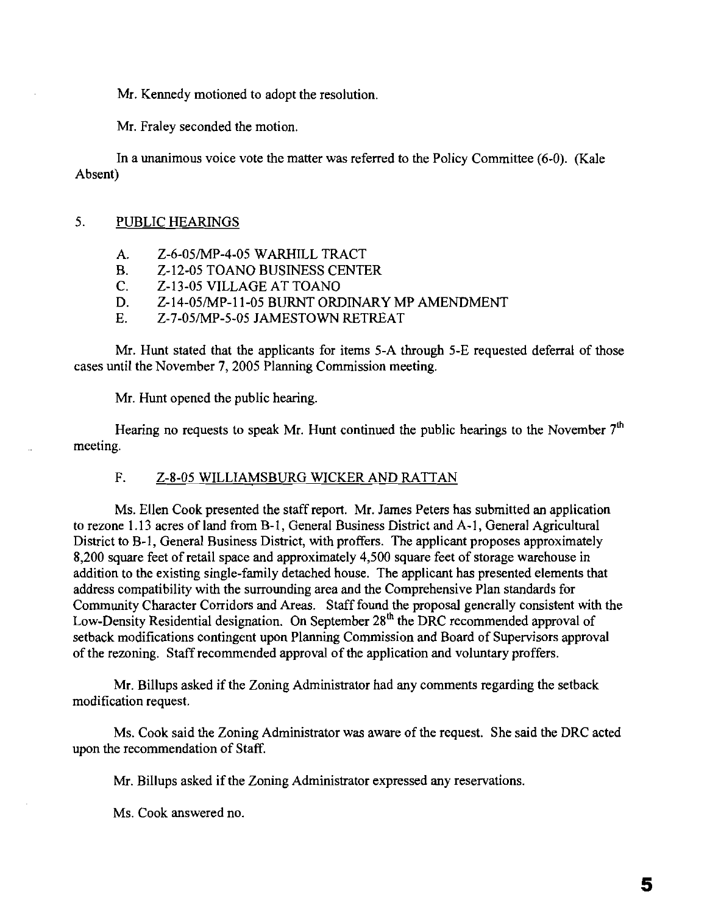Mr. Kennedy motioned to adopt the resolution.

Mr. Fraley seconded the motion.

In a unanimous voice vote the matter was referred to the Policy Committee (6-0). (Kale Absent)

## 5. PUBLIC HEARINGS

A. Z-6-05/MP-4-05 WARHILL TRACT
B. Z-12-05 TOANO BUSINESS CENTER
C. Z-13-05 VILLAGE AT TOANO
D. Z-14-05/MP-11-05 BURNT ORDINARY MP AMENDMENT
E. Z-7-05/MP-5-05 JAMESTOWN RETREAT

Mr. Hunt stated that the applicants for items 5-A through 5-E requested deferral of those cases until the November 7, 2005 Planning Commission meeting.

Mr. Hunt opened the public hearing.

Hearing no requests to speak Mr. Hunt continued the public hearings to the November 7th meeting.

### F. Z-8-05 WILLIAMSBURG WICKER AND RATTAN

Ms. Ellen Cook presented the staff report. Mr. James Peters has submitted an application to rezone 1.13 acres of land from B-1, General Business District and A-1, General Agricultural District to B-1, General Business District, with proffers. The applicant proposes approximately 8,200 square feet of retail space and approximately 4,500 square feet of storage warehouse in addition to the existing single-family detached house. The applicant has presented elements that address compatibility with the surrounding area and the Comprehensive Plan standards for Community Character Corridors and Areas. Staff found the proposal generally consistent with the Low-Density Residential designation. On September 28th the DRC recommended approval of setback modifications contingent upon Planning Commission and Board of Supervisors approval of the rezoning. Staff recommended approval of the application and voluntary proffers.

Mr. Billups asked if the Zoning Administrator had any comments regarding the setback modification request.

Ms. Cook said the Zoning Administrator was aware of the request. She said the DRC acted upon the recommendation of Staff.

Mr. Billups asked if the Zoning Administrator expressed any reservations.

Ms. Cook answered no.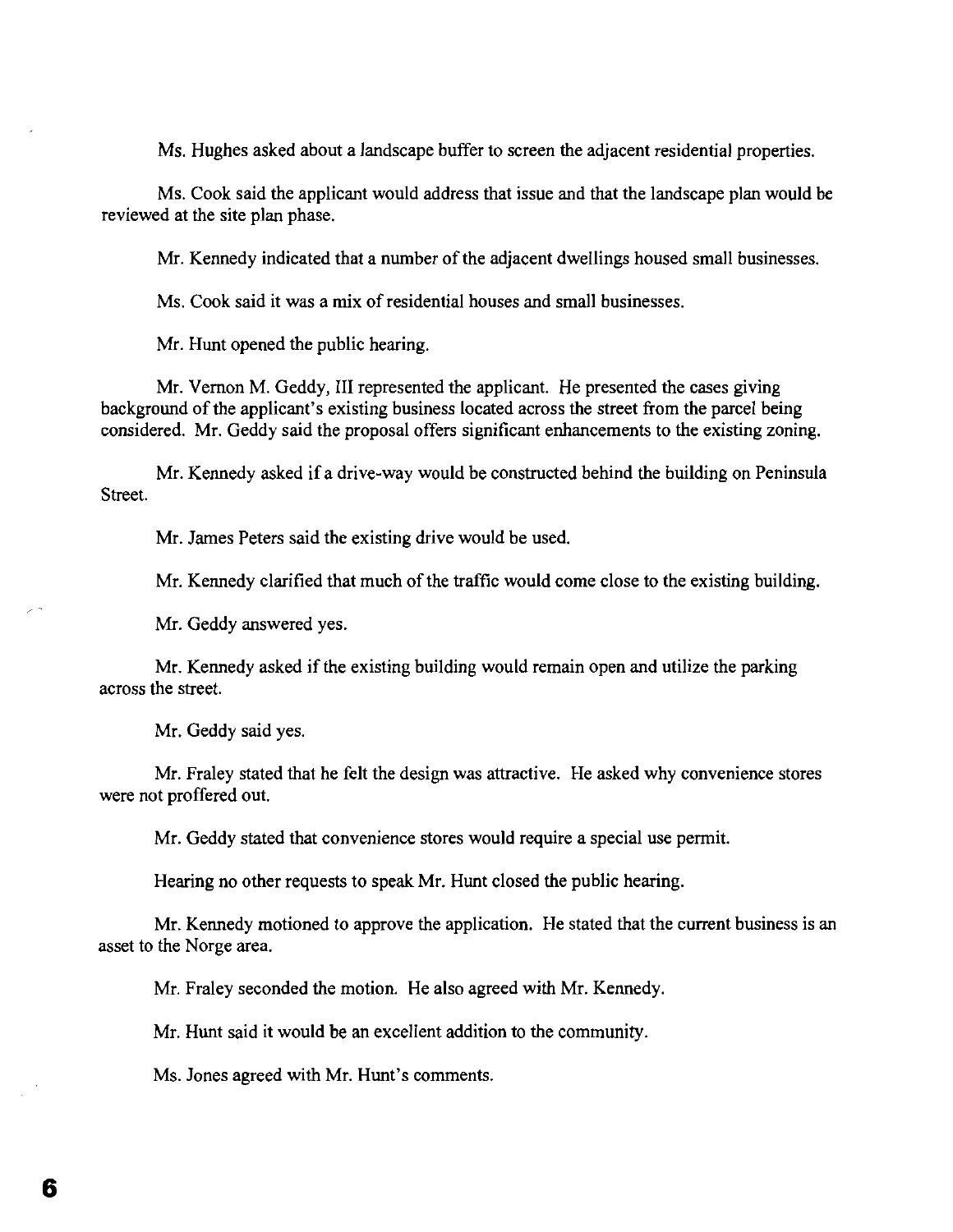Ms. Hughes asked about a landscape buffer to screen the adjacent residential properties.

Ms. Cook said the applicant would address that issue and that the landscape plan would be reviewed at the site plan phase.

Mr. Kennedy indicated that a number of the adjacent dwellings housed small businesses.

Ms. Cook said it was a mix of residential houses and small businesses.

Mr. Hunt opened the public hearing.

Mr. Vernon M. Geddy, III represented the applicant. He presented the cases giving background of the applicant's existing business located across the street from the parcel being considered. Mr. Geddy said the proposal offers significant enhancements to the existing zoning.

Mr. Kennedy asked if a drive-way would be constructed behind the building on Peninsula Street.

Mr. James Peters said the existing drive would be used.

Mr. Kennedy clarified that much of the traffic would come close to the existing building.

Mr. Geddy answered yes.

Mr. Kennedy asked if the existing building would remain open and utilize the parking across the street.

Mr. Geddy said yes.

Mr. Fraley stated that he felt the design was attractive. He asked why convenience stores were not proffered out.

Mr. Geddy stated that convenience stores would require a special use permit.

Hearing no other requests to speak Mr. Hunt closed the public hearing.

Mr. Kennedy motioned to approve the application. He stated that the current business is an asset to the Norge area.

Mr. Fraley seconded the motion. He also agreed with Mr. Kennedy.

Mr. Hunt said it would be an excellent addition to the community.

Ms. Jones agreed with Mr. Hunt's comments.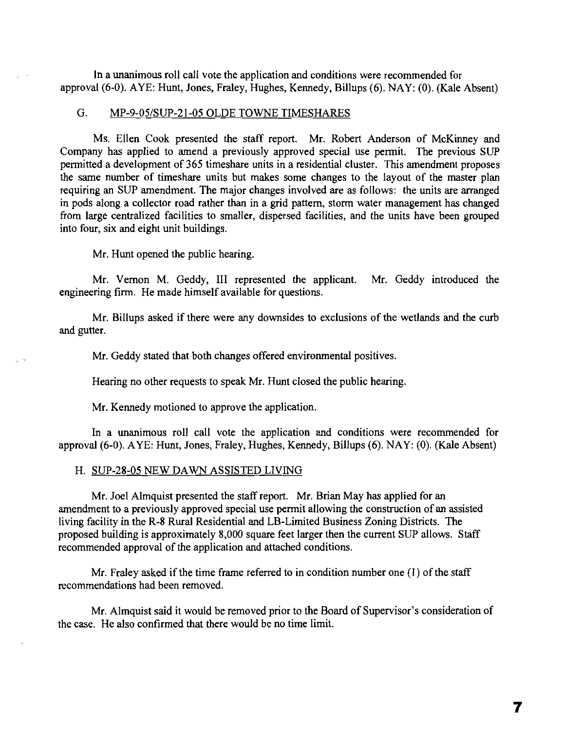In a unanimous roll call vote the application and conditions were recommended for approval (6-0). AYE: Hunt, Jones, Fraley, Hughes, Kennedy, Billups (6). NAY: (0). (Kale Absent)

### G. MP-9-05/SUP-21-05 OLDE TOWNE TIMESHARES

Ms. Ellen Cook presented the staff report. Mr. Robert Anderson of McKinney and Company has applied to amend a previously approved special use permit. The previous SUP permitted a development of 365 timeshare units in a residential cluster. This amendment proposes the same number of timeshare units but makes some changes to the layout of the master plan requiring an SUP amendment. The major changes involved are as follows: the units are arranged in pods along a collector road rather than in a grid pattern, storm water management has changed from large centralized facilities to smaller, dispersed facilities, and the units have been grouped into four, six and eight unit buildings.

Mr. Hunt opened the public hearing.

Mr. Vernon M. Geddy, III represented the applicant. Mr. Geddy introduced the engineering firm. He made himself available for questions.

Mr. Billups asked if there were any downsides to exclusions of the wetlands and the curb and gutter.

Mr. Geddy stated that both changes offered environmental positives.

Hearing no other requests to speak Mr. Hunt closed the public hearing.

Mr. Kennedy motioned to approve the application.

In a unanimous roll call vote the application and conditions were recommended for approval (6-0). AYE: Hunt, Jones, Fraley, Hughes, Kennedy, Billups (6). NAY: (0). (Kale Absent)

### H. SUP-28-05 NEW DAWN ASSISTED LIVING

Mr. Joel Almquist presented the staff report. Mr. Brian May has applied for an amendment to a previously approved special use permit allowing the construction of an assisted living facility in the R-8 Rural Residential and LB-Limited Business Zoning Districts. The proposed building is approximately 8,000 square feet larger then the current SUP allows. Staff recommended approval of the application and attached conditions.

Mr. Fraley asked if the time frame referred to in condition number one (1) of the staff recommendations had been removed.

Mr. Almquist said it would be removed prior to the Board of Supervisor's consideration of the case. He also confirmed that there would be no time limit.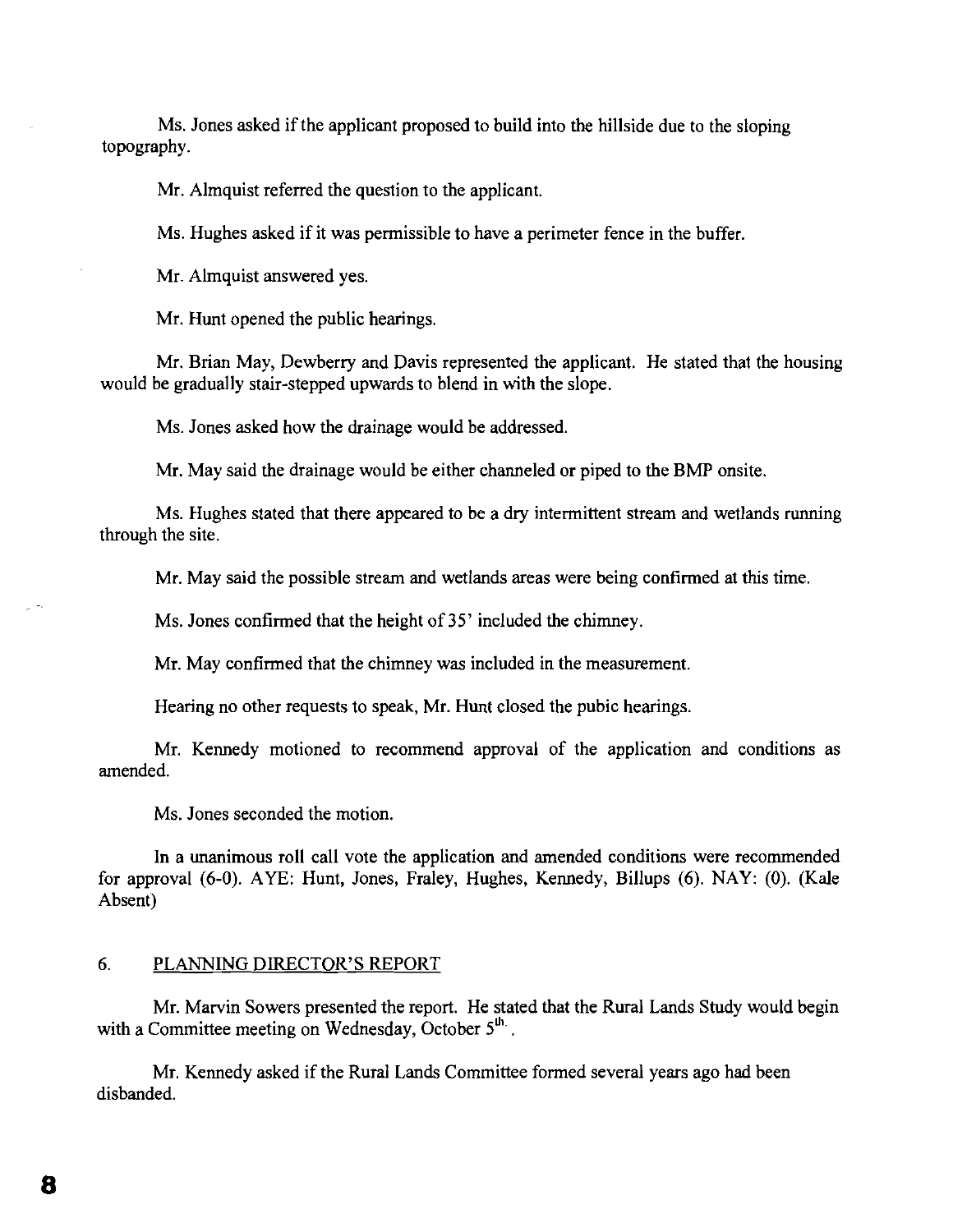Ms. Jones asked if the applicant proposed to build into the hillside due to the sloping topography.

Mr. Almquist referred the question to the applicant.

Ms. Hughes asked if it was permissible to have a perimeter fence in the buffer.

Mr. Almquist answered yes.

Mr. Hunt opened the public hearings.

Mr. Brian May, Dewberry and Davis represented the applicant. He stated that the housing would be gradually stair-stepped upwards to blend in with the slope.

Ms. Jones asked how the drainage would be addressed.

Mr. May said the drainage would be either channeled or piped to the BMP onsite.

Ms. Hughes stated that there appeared to be a dry intermittent stream and wetlands running through the site.

Mr. May said the possible stream and wetlands areas were being confirmed at this time.

Ms. Jones confirmed that the height of 35' included the chimney.

Mr. May confirmed that the chimney was included in the measurement.

Hearing no other requests to speak, Mr. Hunt closed the pubic hearings.

Mr. Kennedy motioned to recommend approval of the application and conditions as amended.

Ms. Jones seconded the motion.

In a unanimous roll call vote the application and amended conditions were recommended for approval (6-0). AYE: Hunt, Jones, Fraley, Hughes, Kennedy, Billups (6). NAY: (0). (Kale Absent)

## 6. PLANNING DIRECTOR'S REPORT

Mr. Marvin Sowers presented the report. He stated that the Rural Lands Study would begin with a Committee meeting on Wednesday, October 5th.

Mr. Kennedy asked if the Rural Lands Committee formed several years ago had been disbanded.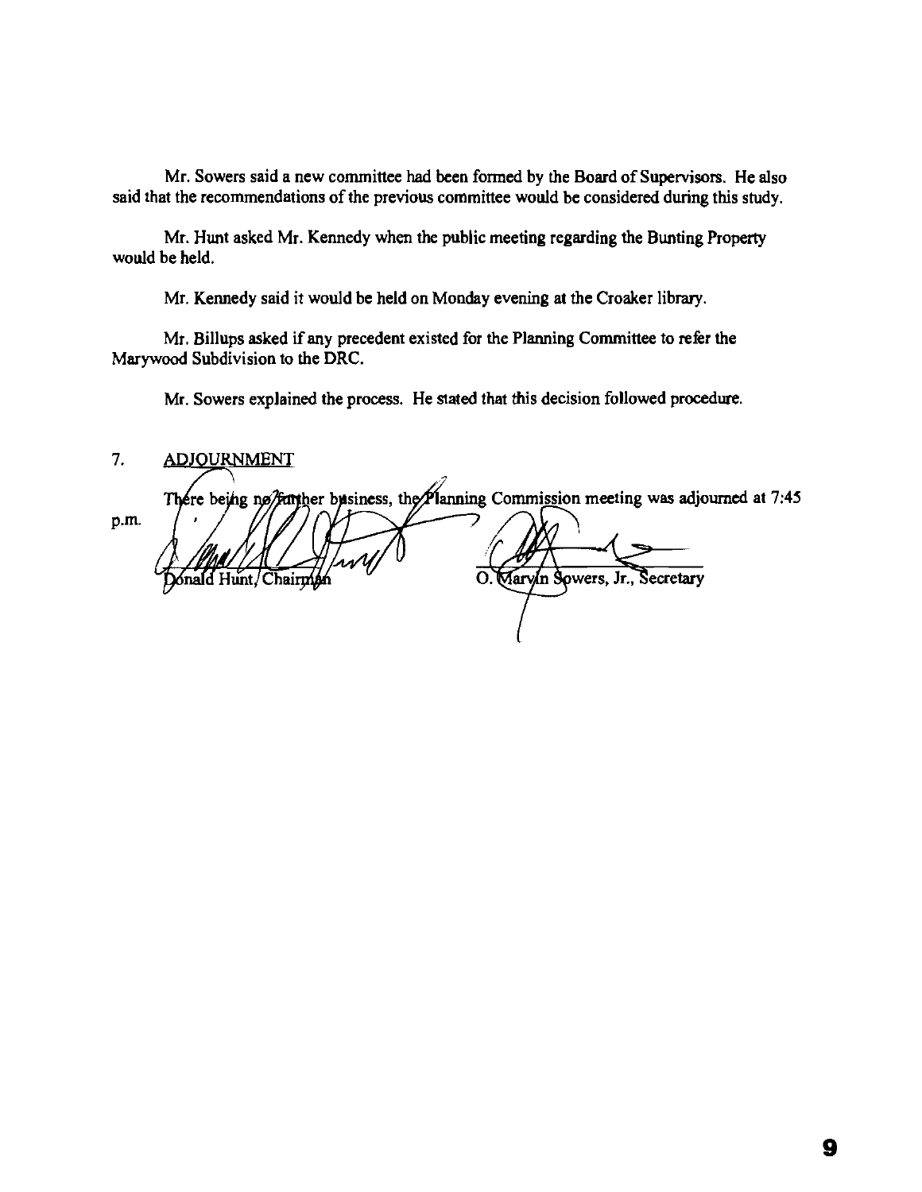Mr. Sowers said a new committee had been formed by the Board of Supervisors. He also said that the recommendations of the previous committee would be considered during this study.

Mr. Hunt asked Mr. Kennedy when the public meeting regarding the Bunting Property would be held.

Mr. Kennedy said it would be held on Monday evening at the Croaker library.

Mr. Billups asked if any precedent existed for the Planning Committee to refer the Marywood Subdivision to the DRC.

Mr. Sowers explained the process. He stated that this decision followed procedure.

7. ADJOURNMENT

There being no further business, the Planning Commission meeting was adjourned at 7:45 p.m.

Donald Hunt, Chairman

O. Marvin Sowers, Jr., Secretary